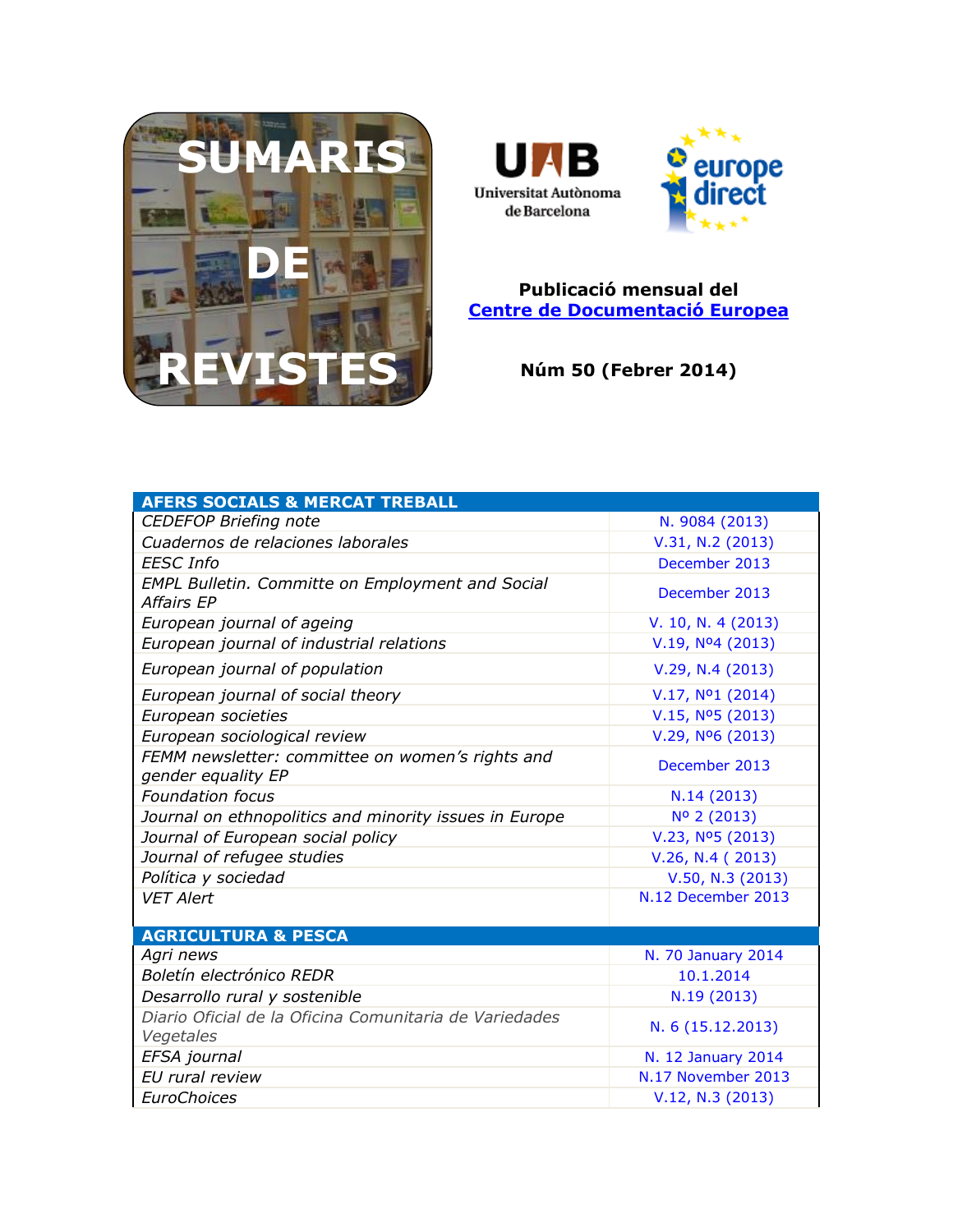# SUMARIS DE REVISTES

Universitat Autònoma de Barcelona

europe direct

**Publicació mensual del**
**[Centre de Documentació Europea]()**

**Núm 50 (Febrer 2014)**

| AFERS SOCIALS & MERCAT TREBALL | |
|---|---|
| *CEDEFOP Briefing note* | N. 9084 (2013) |
| *Cuadernos de relaciones laborales* | V.31, N.2 (2013) |
| *EESC Info* | December 2013 |
| *EMPL Bulletin. Committe on Employment and Social Affairs EP* | December 2013 |
| *European journal of ageing* | V. 10, N. 4 (2013) |
| *European journal of industrial relations* | V.19, Nº4 (2013) |
| *European journal of population* | V.29, N.4 (2013) |
| *European journal of social theory* | V.17, Nº1 (2014) |
| *European societies* | V.15, Nº5 (2013) |
| *European sociological review* | V.29, Nº6 (2013) |
| *FEMM newsletter: committee on women's rights and gender equality EP* | December 2013 |
| *Foundation focus* | N.14 (2013) |
| *Journal on ethnopolitics and minority issues in Europe* | Nº 2 (2013) |
| *Journal of European social policy* | V.23, Nº5 (2013) |
| *Journal of refugee studies* | V.26, N.4 ( 2013) |
| *Política y sociedad* | V.50, N.3 (2013) |
| *VET Alert* | N.12 December 2013 |

| AGRICULTURA & PESCA | |
|---|---|
| *Agri news* | N. 70 January 2014 |
| *Boletín electrónico REDR* | 10.1.2014 |
| *Desarrollo rural y sostenible* | N.19 (2013) |
| *Diario Oficial de la Oficina Comunitaria de Variedades Vegetales* | N. 6 (15.12.2013) |
| *EFSA journal* | N. 12 January 2014 |
| *EU rural review* | N.17 November 2013 |
| *EuroChoices* | V.12, N.3 (2013) |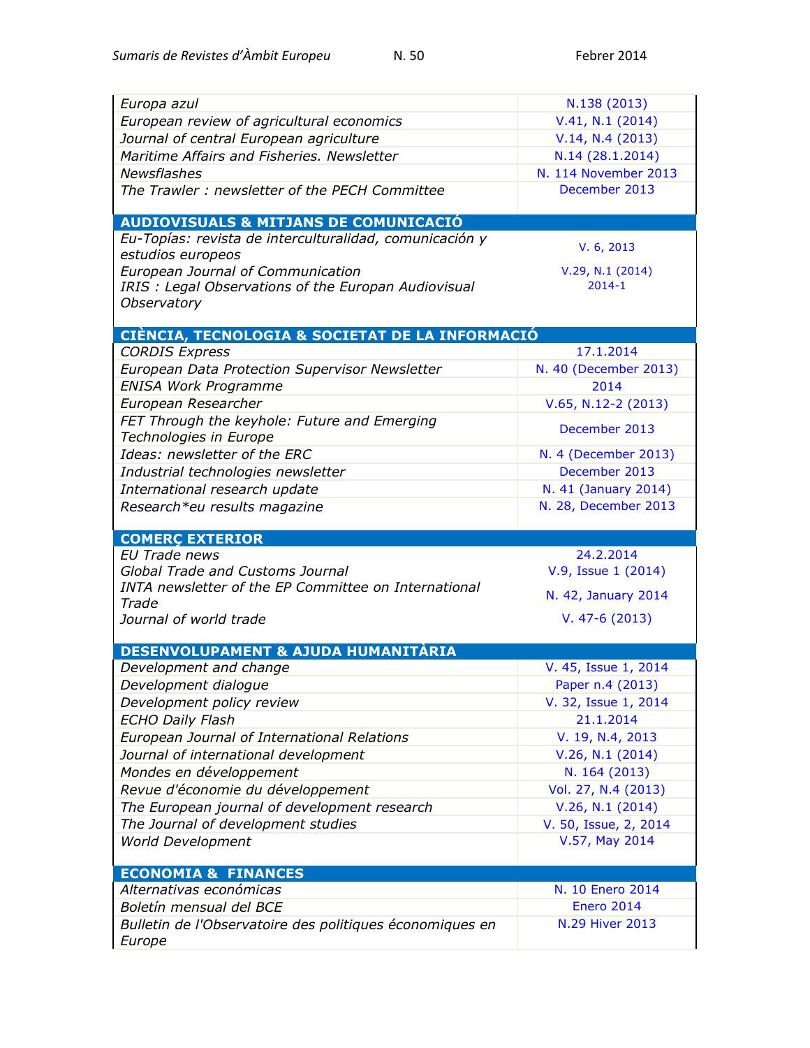| | |
|---|---|
| *Europa azul* | N.138 (2013) |
| *European review of agricultural economics* | V.41, N.1 (2014) |
| *Journal of central European agriculture* | V.14, N.4 (2013) |
| *Maritime Affairs and Fisheries. Newsletter* | N.14 (28.1.2014) |
| *Newsflashes* | N. 114 November 2013 |
| *The Trawler : newsletter of the PECH Committee* | December 2013 |

| **AUDIOVISUALS & MITJANS DE COMUNICACIÓ** | |
|---|---|
| *Eu-Topías: revista de interculturalidad, comunicación y estudios europeos* | V. 6, 2013 |
| *European Journal of Communication* | V.29, N.1 (2014) |
| *IRIS : Legal Observations of the Europan Audiovisual Observatory* | 2014-1 |

| **CIÈNCIA, TECNOLOGIA & SOCIETAT DE LA INFORMACIÓ** | |
|---|---|
| *CORDIS Express* | 17.1.2014 |
| *European Data Protection Supervisor Newsletter* | N. 40 (December 2013) |
| *ENISA Work Programme* | 2014 |
| *European Researcher* | V.65, N.12-2 (2013) |
| *FET Through the keyhole: Future and Emerging Technologies in Europe* | December 2013 |
| *Ideas: newsletter of the ERC* | N. 4 (December 2013) |
| *Industrial technologies newsletter* | December 2013 |
| *International research update* | N. 41 (January 2014) |
| *Research*eu results magazine* | N. 28, December 2013 |

| **COMERÇ EXTERIOR** | |
|---|---|
| *EU Trade news* | 24.2.2014 |
| *Global Trade and Customs Journal* | V.9, Issue 1 (2014) |
| *INTA newsletter of the EP Committee on International Trade* | N. 42, January 2014 |
| *Journal of world trade* | V. 47-6 (2013) |

| **DESENVOLUPAMENT & AJUDA HUMANITÀRIA** | |
|---|---|
| *Development and change* | V. 45, Issue 1, 2014 |
| *Development dialogue* | Paper n.4 (2013) |
| *Development policy review* | V. 32, Issue 1, 2014 |
| *ECHO Daily Flash* | 21.1.2014 |
| *European Journal of International Relations* | V. 19, N.4, 2013 |
| *Journal of international development* | V.26, N.1 (2014) |
| *Mondes en développement* | N. 164 (2013) |
| *Revue d'économie du développement* | Vol. 27, N.4 (2013) |
| *The European journal of development research* | V.26, N.1 (2014) |
| *The Journal of development studies* | V. 50, Issue, 2, 2014 |
| *World Development* | V.57, May 2014 |

| **ECONOMIA & FINANCES** | |
|---|---|
| *Alternativas económicas* | N. 10 Enero 2014 |
| *Boletín mensual del BCE* | Enero 2014 |
| *Bulletin de l'Observatoire des politiques économiques en Europe* | N.29 Hiver 2013 |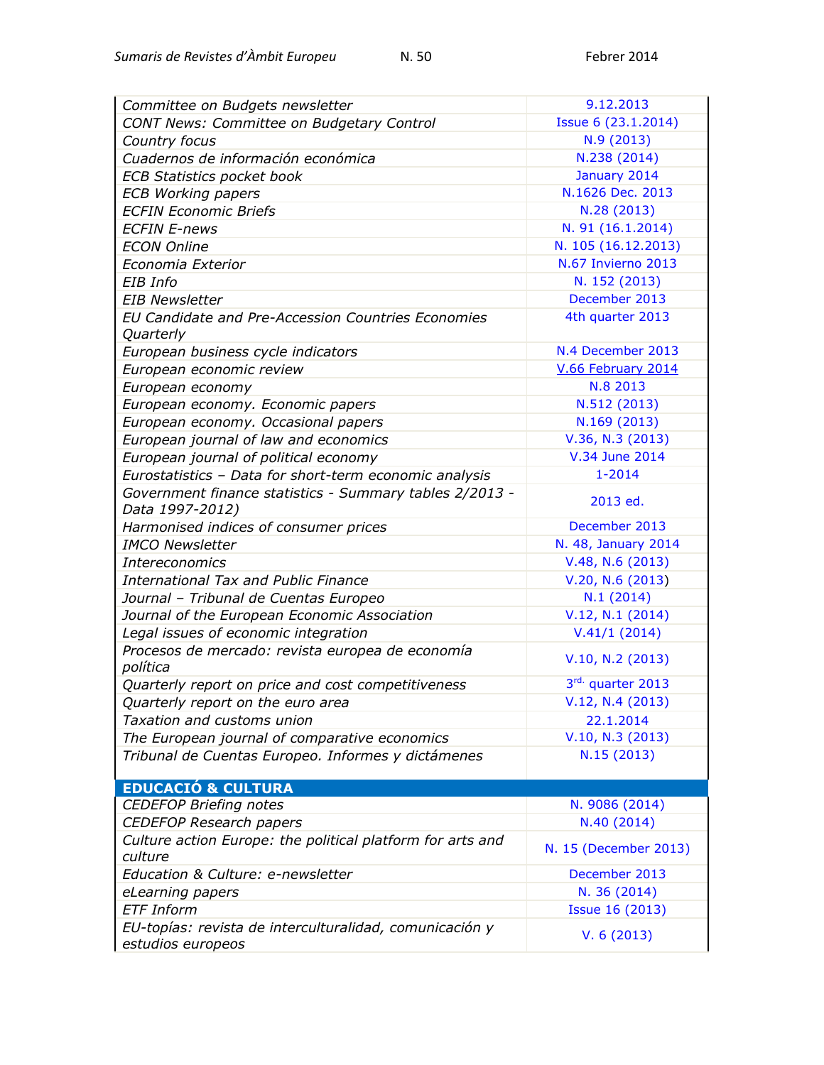| | |
|---|---|
| *Committee on Budgets newsletter* | 9.12.2013 |
| *CONT News: Committee on Budgetary Control* | Issue 6 (23.1.2014) |
| *Country focus* | N.9 (2013) |
| *Cuadernos de información económica* | N.238 (2014) |
| *ECB Statistics pocket book* | January 2014 |
| *ECB Working papers* | N.1626 Dec. 2013 |
| *ECFIN Economic Briefs* | N.28 (2013) |
| *ECFIN E-news* | N. 91 (16.1.2014) |
| *ECON Online* | N. 105 (16.12.2013) |
| *Economia Exterior* | N.67 Invierno 2013 |
| *EIB Info* | N. 152 (2013) |
| *EIB Newsletter* | December 2013 |
| *EU Candidate and Pre-Accession Countries Economies Quarterly* | 4th quarter 2013 |
| *European business cycle indicators* | N.4 December 2013 |
| *European economic review* | V.66 February 2014 |
| *European economy* | N.8 2013 |
| *European economy. Economic papers* | N.512 (2013) |
| *European economy. Occasional papers* | N.169 (2013) |
| *European journal of law and economics* | V.36, N.3 (2013) |
| *European journal of political economy* | V.34 June 2014 |
| *Eurostatistics – Data for short-term economic analysis* | 1-2014 |
| *Government finance statistics - Summary tables 2/2013 - Data 1997-2012)* | 2013 ed. |
| *Harmonised indices of consumer prices* | December 2013 |
| *IMCO Newsletter* | N. 48, January 2014 |
| *Intereconomics* | V.48, N.6 (2013) |
| *International Tax and Public Finance* | V.20, N.6 (2013) |
| *Journal – Tribunal de Cuentas Europeo* | N.1 (2014) |
| *Journal of the European Economic Association* | V.12, N.1 (2014) |
| *Legal issues of economic integration* | V.41/1 (2014) |
| *Procesos de mercado: revista europea de economía política* | V.10, N.2 (2013) |
| *Quarterly report on price and cost competitiveness* | 3rd. quarter 2013 |
| *Quarterly report on the euro area* | V.12, N.4 (2013) |
| *Taxation and customs union* | 22.1.2014 |
| *The European journal of comparative economics* | V.10, N.3 (2013) |
| *Tribunal de Cuentas Europeo. Informes y dictámenes* | N.15 (2013) |

## EDUCACIÓ & CULTURA

| | |
|---|---|
| *CEDEFOP Briefing notes* | N. 9086 (2014) |
| *CEDEFOP Research papers* | N.40 (2014) |
| *Culture action Europe: the political platform for arts and culture* | N. 15 (December 2013) |
| *Education & Culture: e-newsletter* | December 2013 |
| *eLearning papers* | N. 36 (2014) |
| *ETF Inform* | Issue 16 (2013) |
| *EU-topías: revista de interculturalidad, comunicación y estudios europeos* | V. 6 (2013) |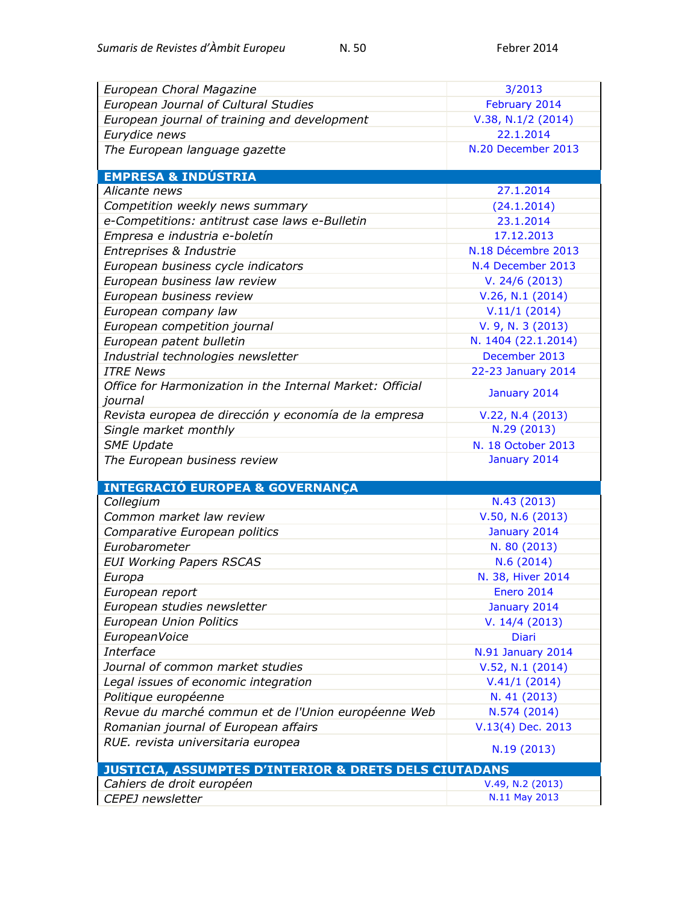| | |
|---|---|
| *European Choral Magazine* | 3/2013 |
| *European Journal of Cultural Studies* | February 2014 |
| *European journal of training and development* | V.38, N.1/2 (2014) |
| *Eurydice news* | 22.1.2014 |
| *The European language gazette* | N.20 December 2013 |
| **EMPRESA & INDÚSTRIA** | |
| *Alicante news* | 27.1.2014 |
| *Competition weekly news summary* | (24.1.2014) |
| *e-Competitions: antitrust case laws e-Bulletin* | 23.1.2014 |
| *Empresa e industria e-boletín* | 17.12.2013 |
| *Entreprises & Industrie* | N.18 Décembre 2013 |
| *European business cycle indicators* | N.4 December 2013 |
| *European business law review* | V. 24/6 (2013) |
| *European business review* | V.26, N.1 (2014) |
| *European company law* | V.11/1 (2014) |
| *European competition journal* | V. 9, N. 3 (2013) |
| *European patent bulletin* | N. 1404 (22.1.2014) |
| *Industrial technologies newsletter* | December 2013 |
| *ITRE News* | 22-23 January 2014 |
| *Office for Harmonization in the Internal Market: Official journal* | January 2014 |
| *Revista europea de dirección y economía de la empresa* | V.22, N.4 (2013) |
| *Single market monthly* | N.29 (2013) |
| *SME Update* | N. 18 October 2013 |
| *The European business review* | January 2014 |
| **INTEGRACIÓ EUROPEA & GOVERNANÇA** | |
| *Collegium* | N.43 (2013) |
| *Common market law review* | V.50, N.6 (2013) |
| *Comparative European politics* | January 2014 |
| *Eurobarometer* | N. 80 (2013) |
| *EUI Working Papers RSCAS* | N.6 (2014) |
| *Europa* | N. 38, Hiver 2014 |
| *European report* | Enero 2014 |
| *European studies newsletter* | January 2014 |
| *European Union Politics* | V. 14/4 (2013) |
| *EuropeanVoice* | Diari |
| *Interface* | N.91 January 2014 |
| *Journal of common market studies* | V.52, N.1 (2014) |
| *Legal issues of economic integration* | V.41/1 (2014) |
| *Politique européenne* | N. 41 (2013) |
| *Revue du marché commun et de l'Union européenne Web* | N.574 (2014) |
| *Romanian journal of European affairs* | V.13(4) Dec. 2013 |
| *RUE. revista universitaria europea* | N.19 (2013) |
| **JUSTICIA, ASSUMPTES D'INTERIOR & DRETS DELS CIUTADANS** | |
| *Cahiers de droit européen* | V.49, N.2 (2013) |
| *CEPEJ newsletter* | N.11 May 2013 |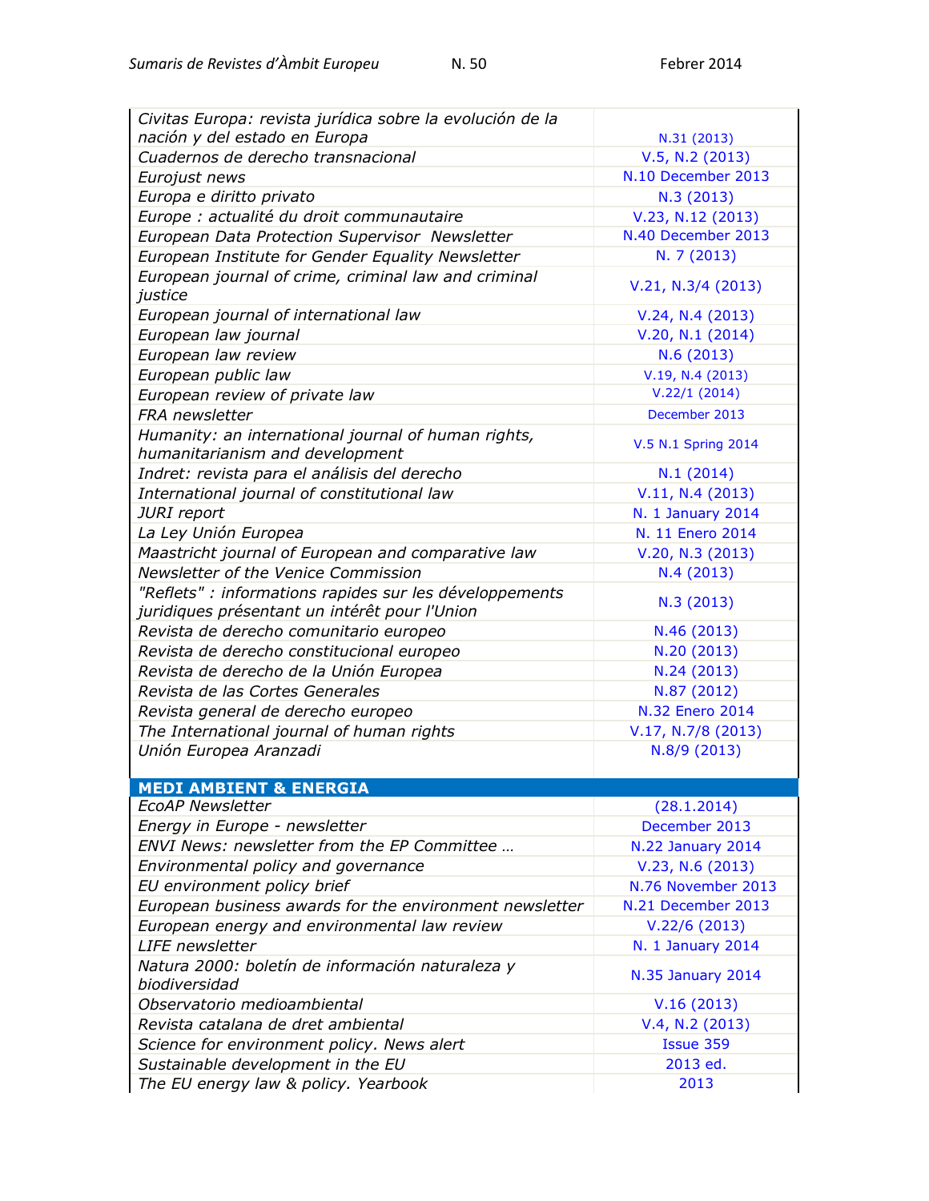| | |
|---|---|
| *Civitas Europa: revista jurídica sobre la evolución de la nación y del estado en Europa* | N.31 (2013) |
| *Cuadernos de derecho transnacional* | V.5, N.2 (2013) |
| *Eurojust news* | N.10 December 2013 |
| *Europa e diritto privato* | N.3 (2013) |
| *Europe : actualité du droit communautaire* | V.23, N.12 (2013) |
| *European Data Protection Supervisor Newsletter* | N.40 December 2013 |
| *European Institute for Gender Equality Newsletter* | N. 7 (2013) |
| *European journal of crime, criminal law and criminal justice* | V.21, N.3/4 (2013) |
| *European journal of international law* | V.24, N.4 (2013) |
| *European law journal* | V.20, N.1 (2014) |
| *European law review* | N.6 (2013) |
| *European public law* | V.19, N.4 (2013) |
| *European review of private law* | V.22/1 (2014) |
| *FRA newsletter* | December 2013 |
| *Humanity: an international journal of human rights, humanitarianism and development* | V.5 N.1 Spring 2014 |
| *Indret: revista para el análisis del derecho* | N.1 (2014) |
| *International journal of constitutional law* | V.11, N.4 (2013) |
| *JURI report* | N. 1 January 2014 |
| *La Ley Unión Europea* | N. 11 Enero 2014 |
| *Maastricht journal of European and comparative law* | V.20, N.3 (2013) |
| *Newsletter of the Venice Commission* | N.4 (2013) |
| *"Reflets" : informations rapides sur les développements juridiques présentant un intérêt pour l'Union* | N.3 (2013) |
| *Revista de derecho comunitario europeo* | N.46 (2013) |
| *Revista de derecho constitucional europeo* | N.20 (2013) |
| *Revista de derecho de la Unión Europea* | N.24 (2013) |
| *Revista de las Cortes Generales* | N.87 (2012) |
| *Revista general de derecho europeo* | N.32 Enero 2014 |
| *The International journal of human rights* | V.17, N.7/8 (2013) |
| *Unión Europea Aranzadi* | N.8/9 (2013) |
| **MEDI AMBIENT & ENERGIA** | |
| *EcoAP Newsletter* | (28.1.2014) |
| *Energy in Europe - newsletter* | December 2013 |
| *ENVI News: newsletter from the EP Committee …* | N.22 January 2014 |
| *Environmental policy and governance* | V.23, N.6 (2013) |
| *EU environment policy brief* | N.76 November 2013 |
| *European business awards for the environment newsletter* | N.21 December 2013 |
| *European energy and environmental law review* | V.22/6 (2013) |
| *LIFE newsletter* | N. 1 January 2014 |
| *Natura 2000: boletín de información naturaleza y biodiversidad* | N.35 January 2014 |
| *Observatorio medioambiental* | V.16 (2013) |
| *Revista catalana de dret ambiental* | V.4, N.2 (2013) |
| *Science for environment policy. News alert* | Issue 359 |
| *Sustainable development in the EU* | 2013 ed. |
| *The EU energy law & policy. Yearbook* | 2013 |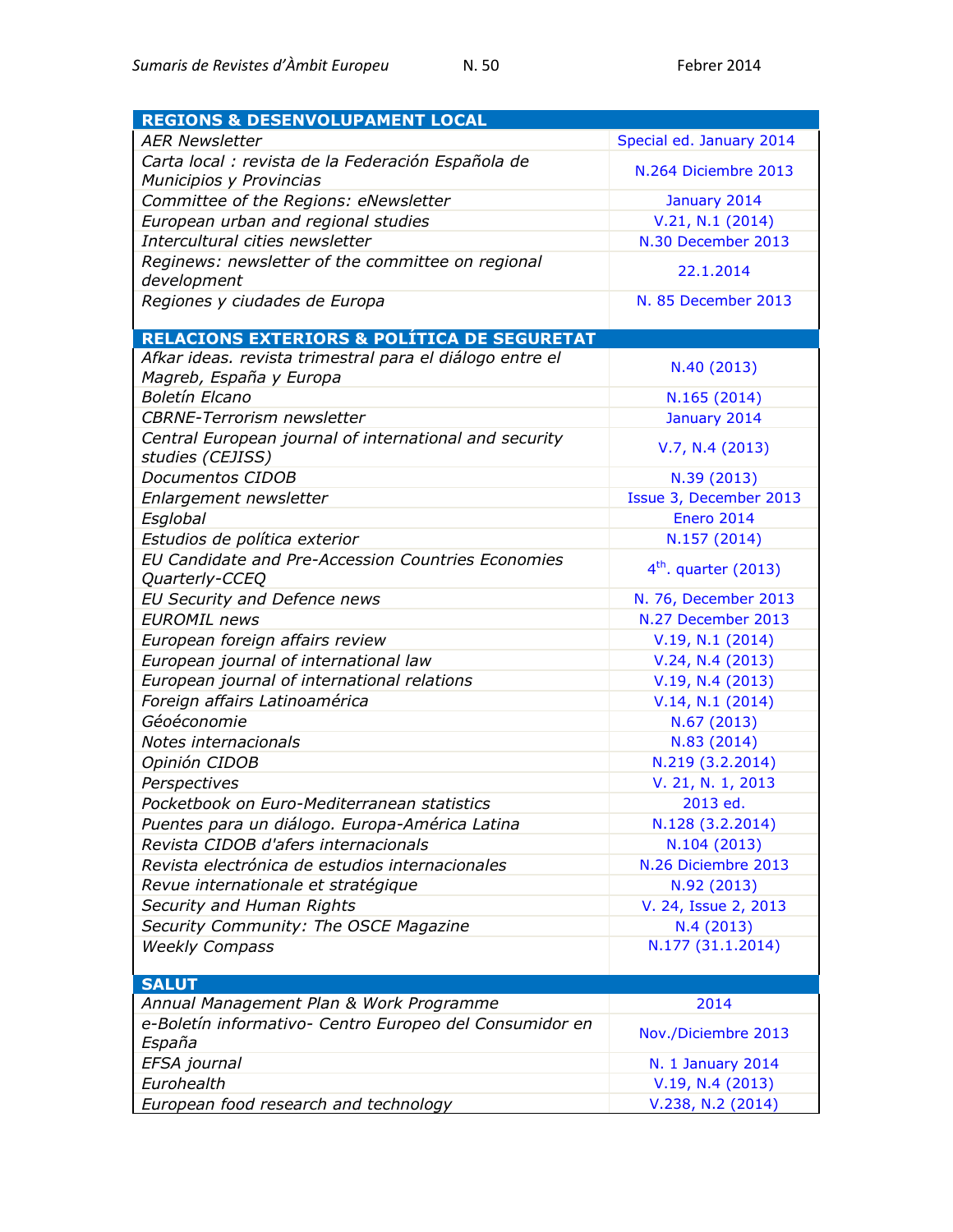| REGIONS & DESENVOLUPAMENT LOCAL | |
|---|---|
| *AER Newsletter* | Special ed. January 2014 |
| *Carta local : revista de la Federación Española de Municipios y Provincias* | N.264 Diciembre 2013 |
| *Committee of the Regions: eNewsletter* | January 2014 |
| *European urban and regional studies* | V.21, N.1 (2014) |
| *Intercultural cities newsletter* | N.30 December 2013 |
| *Reginews: newsletter of the committee on regional development* | 22.1.2014 |
| *Regiones y ciudades de Europa* | N. 85 December 2013 |

| RELACIONS EXTERIORS & POLÍTICA DE SEGURETAT | |
|---|---|
| *Afkar ideas. revista trimestral para el diálogo entre el Magreb, España y Europa* | N.40 (2013) |
| *Boletín Elcano* | N.165 (2014) |
| *CBRNE-Terrorism newsletter* | January 2014 |
| *Central European journal of international and security studies (CEJISS)* | V.7, N.4 (2013) |
| *Documentos CIDOB* | N.39 (2013) |
| *Enlargement newsletter* | Issue 3, December 2013 |
| *Esglobal* | Enero 2014 |
| *Estudios de política exterior* | N.157 (2014) |
| *EU Candidate and Pre-Accession Countries Economies Quarterly-CCEQ* | 4th. quarter (2013) |
| *EU Security and Defence news* | N. 76, December 2013 |
| *EUROMIL news* | N.27 December 2013 |
| *European foreign affairs review* | V.19, N.1 (2014) |
| *European journal of international law* | V.24, N.4 (2013) |
| *European journal of international relations* | V.19, N.4 (2013) |
| *Foreign affairs Latinoamérica* | V.14, N.1 (2014) |
| *Géoéconomie* | N.67 (2013) |
| *Notes internacionals* | N.83 (2014) |
| *Opinión CIDOB* | N.219 (3.2.2014) |
| *Perspectives* | V. 21, N. 1, 2013 |
| *Pocketbook on Euro-Mediterranean statistics* | 2013 ed. |
| *Puentes para un diálogo. Europa-América Latina* | N.128 (3.2.2014) |
| *Revista CIDOB d'afers internacionals* | N.104 (2013) |
| *Revista electrónica de estudios internacionales* | N.26 Diciembre 2013 |
| *Revue internationale et stratégique* | N.92 (2013) |
| *Security and Human Rights* | V. 24, Issue 2, 2013 |
| *Security Community: The OSCE Magazine* | N.4 (2013) |
| *Weekly Compass* | N.177 (31.1.2014) |

| SALUT | |
|---|---|
| *Annual Management Plan & Work Programme* | 2014 |
| *e-Boletín informativo- Centro Europeo del Consumidor en España* | Nov./Diciembre 2013 |
| *EFSA journal* | N. 1 January 2014 |
| *Eurohealth* | V.19, N.4 (2013) |
| *European food research and technology* | V.238, N.2 (2014) |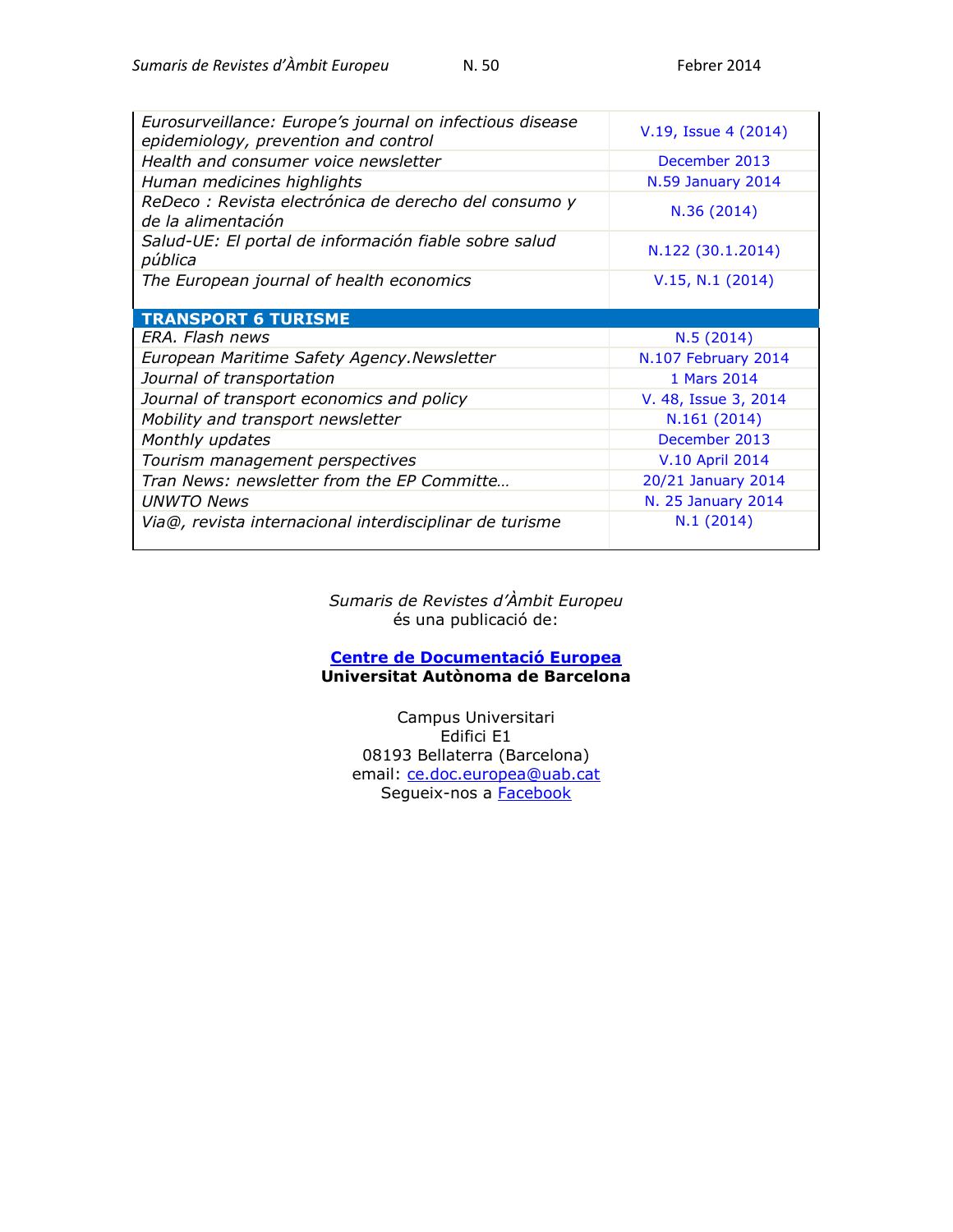| | |
|---|---|
| *Eurosurveillance: Europe's journal on infectious disease epidemiology, prevention and control* | V.19, Issue 4 (2014) |
| *Health and consumer voice newsletter* | December 2013 |
| *Human medicines highlights* | N.59 January 2014 |
| *ReDeco : Revista electrónica de derecho del consumo y de la alimentación* | N.36 (2014) |
| *Salud-UE: El portal de información fiable sobre salud pública* | N.122 (30.1.2014) |
| *The European journal of health economics* | V.15, N.1 (2014) |
| **TRANSPORT 6 TURISME** | |
| *ERA. Flash news* | N.5 (2014) |
| *European Maritime Safety Agency.Newsletter* | N.107 February 2014 |
| *Journal of transportation* | 1 Mars 2014 |
| *Journal of transport economics and policy* | V. 48, Issue 3, 2014 |
| *Mobility and transport newsletter* | N.161 (2014) |
| *Monthly updates* | December 2013 |
| *Tourism management perspectives* | V.10 April 2014 |
| *Tran News: newsletter from the EP Committe…* | 20/21 January 2014 |
| *UNWTO News* | N. 25 January 2014 |
| *Via@, revista internacional interdisciplinar de turisme* | N.1 (2014) |

*Sumaris de Revistes d'Àmbit Europeu*
és una publicació de:

**Centre de Documentació Europea**
**Universitat Autònoma de Barcelona**

Campus Universitari
Edifici E1
08193 Bellaterra (Barcelona)
email: ce.doc.europea@uab.cat
Segueix-nos a Facebook